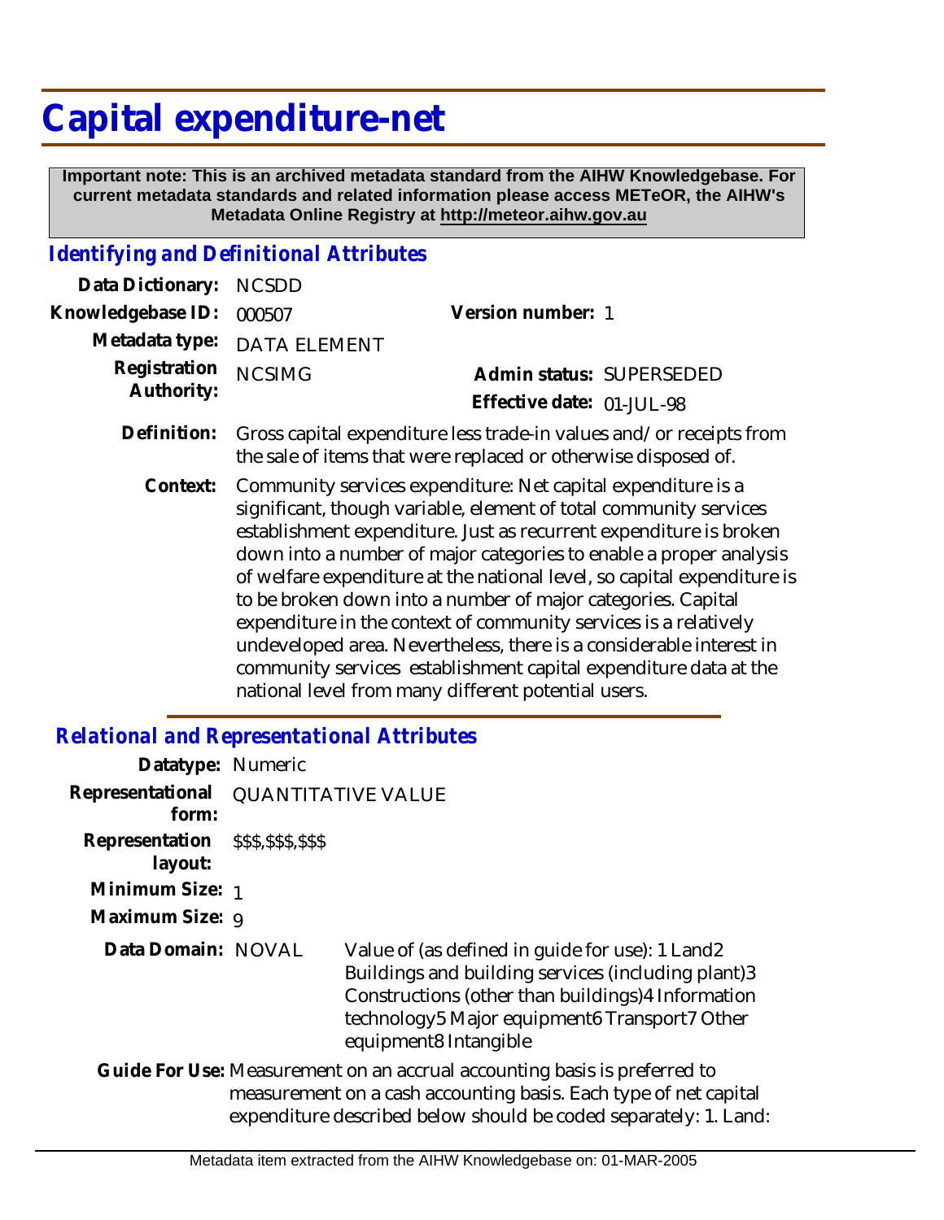# Capital expenditure-net

**Important note: This is an archived metadata standard from the AIHW Knowledgebase. For current metadata standards and related information please access METeOR, the AIHW's Metadata Online Registry at http://meteor.aihw.gov.au**

## *Identifying and Definitional Attributes*

**Data Dictionary:** NCSDD

**Knowledgebase ID:** 000507

**Version number:** 1

**Metadata type:** DATA ELEMENT

**Registration Authority:** NCSIMG

**Admin status:** SUPERSEDED

**Effective date:** 01-JUL-98

**Definition:** Gross capital expenditure less trade-in values and/or receipts from the sale of items that were replaced or otherwise disposed of.

**Context:** Community services expenditure: Net capital expenditure is a significant, though variable, element of total community services establishment expenditure. Just as recurrent expenditure is broken down into a number of major categories to enable a proper analysis of welfare expenditure at the national level, so capital expenditure is to be broken down into a number of major categories. Capital expenditure in the context of community services is a relatively undeveloped area. Nevertheless, there is a considerable interest in community services establishment capital expenditure data at the national level from many different potential users.

## *Relational and Representational Attributes*

**Datatype:** Numeric

**Representational form:** QUANTITATIVE VALUE

**Representation layout:** $$$,$$$,$$$

**Minimum Size:** 1

**Maximum Size:** 9

**Data Domain:** NOVAL Value of (as defined in guide for use): 1 Land2 Buildings and building services (including plant)3 Constructions (other than buildings)4 Information technology5 Major equipment6 Transport7 Other equipment8 Intangible

**Guide For Use:** Measurement on an accrual accounting basis is preferred to measurement on a cash accounting basis. Each type of net capital expenditure described below should be coded separately: 1. Land: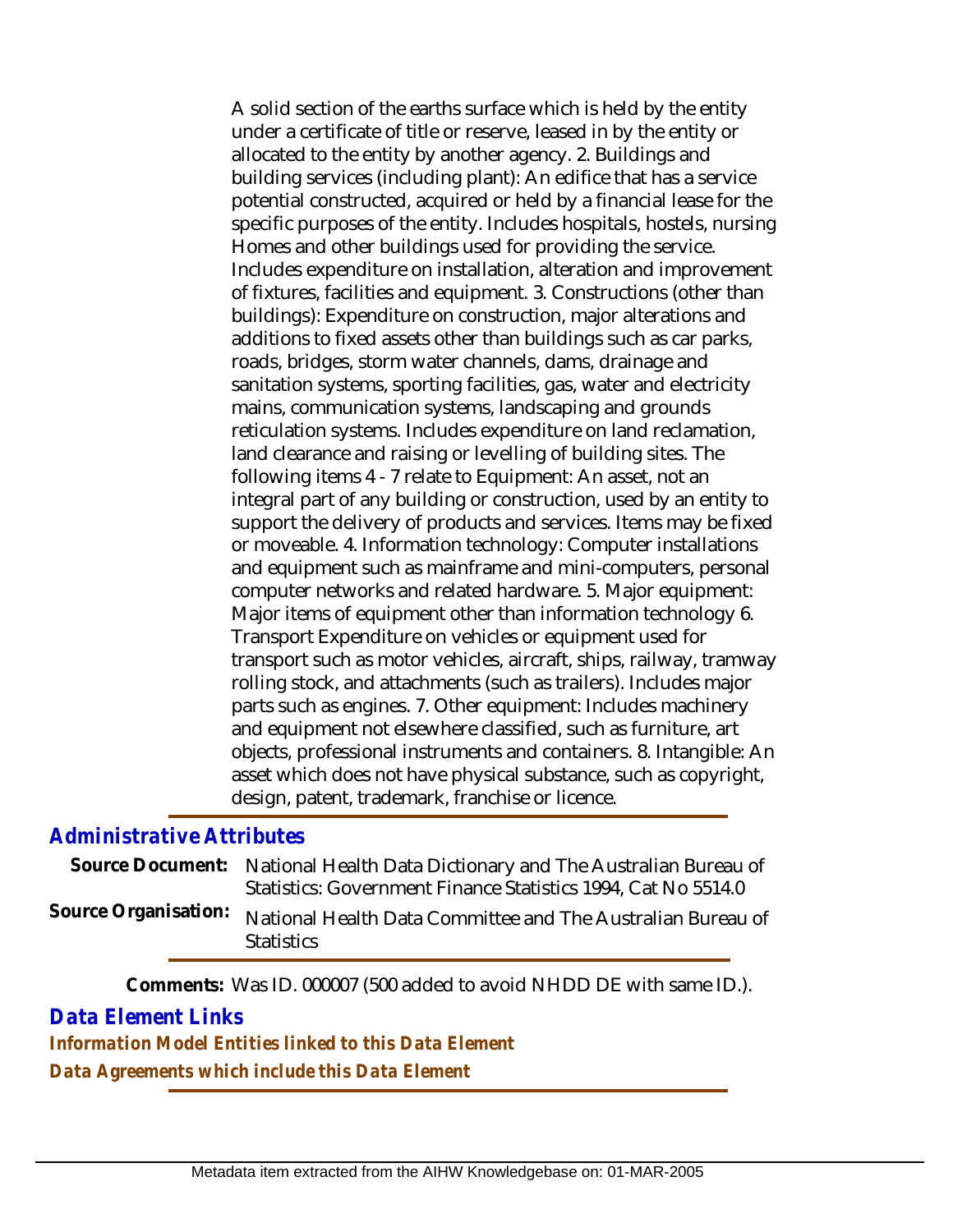A solid section of the earths surface which is held by the entity under a certificate of title or reserve, leased in by the entity or allocated to the entity by another agency. 2. Buildings and building services (including plant): An edifice that has a service potential constructed, acquired or held by a financial lease for the specific purposes of the entity. Includes hospitals, hostels, nursing Homes and other buildings used for providing the service. Includes expenditure on installation, alteration and improvement of fixtures, facilities and equipment. 3. Constructions (other than buildings): Expenditure on construction, major alterations and additions to fixed assets other than buildings such as car parks, roads, bridges, storm water channels, dams, drainage and sanitation systems, sporting facilities, gas, water and electricity mains, communication systems, landscaping and grounds reticulation systems. Includes expenditure on land reclamation, land clearance and raising or levelling of building sites. The following items 4 - 7 relate to Equipment: An asset, not an integral part of any building or construction, used by an entity to support the delivery of products and services. Items may be fixed or moveable. 4. Information technology: Computer installations and equipment such as mainframe and mini-computers, personal computer networks and related hardware. 5. Major equipment: Major items of equipment other than information technology 6. Transport Expenditure on vehicles or equipment used for transport such as motor vehicles, aircraft, ships, railway, tramway rolling stock, and attachments (such as trailers). Includes major parts such as engines. 7. Other equipment: Includes machinery and equipment not elsewhere classified, such as furniture, art objects, professional instruments and containers. 8. Intangible: An asset which does not have physical substance, such as copyright, design, patent, trademark, franchise or licence.

## Administrative Attributes

**Source Document:** National Health Data Dictionary and The Australian Bureau of Statistics: Government Finance Statistics 1994, Cat No 5514.0

**Source Organisation:** National Health Data Committee and The Australian Bureau of Statistics

**Comments:** Was ID. 000007 (500 added to avoid NHDD DE with same ID.).

## Data Element Links

### Information Model Entities linked to this Data Element

### Data Agreements which include this Data Element